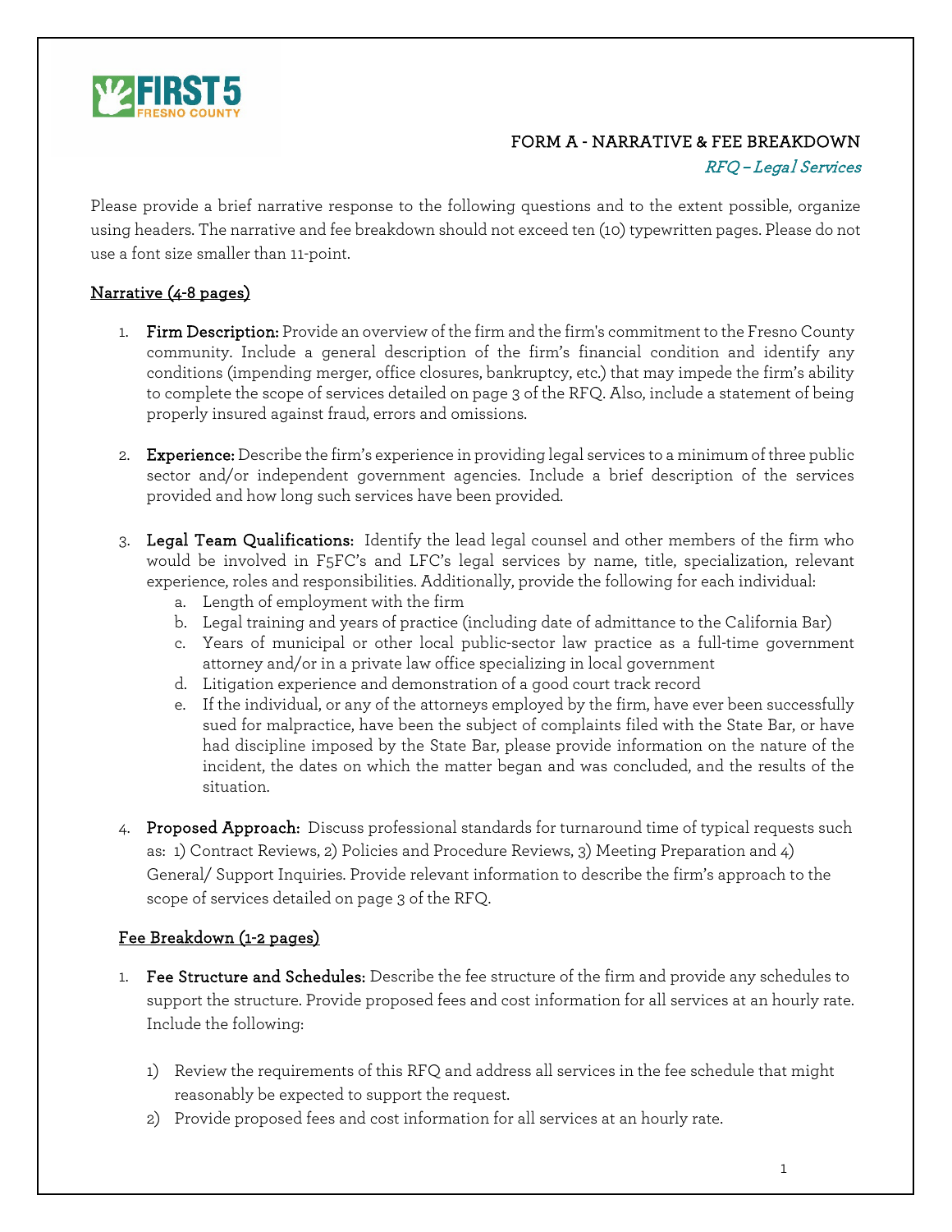FIRST 5 FRESNO COUNTY

# FORM A - NARRATIVE & FEE BREAKDOWN

*RFQ – Legal Services*

Please provide a brief narrative response to the following questions and to the extent possible, organize using headers. The narrative and fee breakdown should not exceed ten (10) typewritten pages. Please do not use a font size smaller than 11-point.

## Narrative (4-8 pages)

1. **Firm Description:** Provide an overview of the firm and the firm's commitment to the Fresno County community. Include a general description of the firm's financial condition and identify any conditions (impending merger, office closures, bankruptcy, etc.) that may impede the firm's ability to complete the scope of services detailed on page 3 of the RFQ. Also, include a statement of being properly insured against fraud, errors and omissions.

2. **Experience:** Describe the firm's experience in providing legal services to a minimum of three public sector and/or independent government agencies. Include a brief description of the services provided and how long such services have been provided.

3. **Legal Team Qualifications:** Identify the lead legal counsel and other members of the firm who would be involved in F5FC's and LFC's legal services by name, title, specialization, relevant experience, roles and responsibilities. Additionally, provide the following for each individual:
   a. Length of employment with the firm
   b. Legal training and years of practice (including date of admittance to the California Bar)
   c. Years of municipal or other local public-sector law practice as a full-time government attorney and/or in a private law office specializing in local government
   d. Litigation experience and demonstration of a good court track record
   e. If the individual, or any of the attorneys employed by the firm, have ever been successfully sued for malpractice, have been the subject of complaints filed with the State Bar, or have had discipline imposed by the State Bar, please provide information on the nature of the incident, the dates on which the matter began and was concluded, and the results of the situation.

4. **Proposed Approach:** Discuss professional standards for turnaround time of typical requests such as: 1) Contract Reviews, 2) Policies and Procedure Reviews, 3) Meeting Preparation and 4) General/ Support Inquiries. Provide relevant information to describe the firm's approach to the scope of services detailed on page 3 of the RFQ.

## Fee Breakdown (1-2 pages)

1. **Fee Structure and Schedules:** Describe the fee structure of the firm and provide any schedules to support the structure. Provide proposed fees and cost information for all services at an hourly rate. Include the following:

   1) Review the requirements of this RFQ and address all services in the fee schedule that might reasonably be expected to support the request.
   2) Provide proposed fees and cost information for all services at an hourly rate.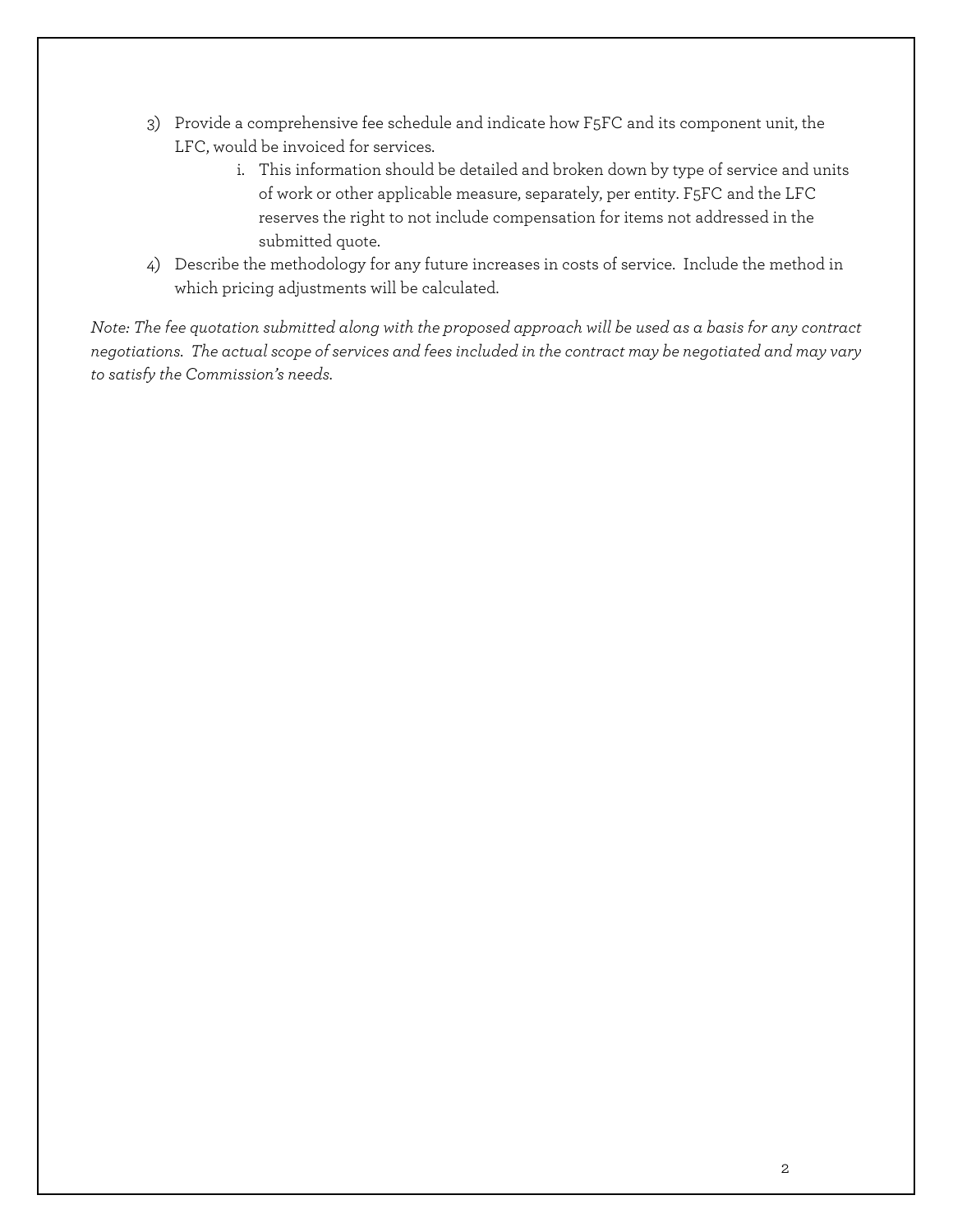3) Provide a comprehensive fee schedule and indicate how F5FC and its component unit, the LFC, would be invoiced for services.
   i. This information should be detailed and broken down by type of service and units of work or other applicable measure, separately, per entity. F5FC and the LFC reserves the right to not include compensation for items not addressed in the submitted quote.
4) Describe the methodology for any future increases in costs of service. Include the method in which pricing adjustments will be calculated.

*Note: The fee quotation submitted along with the proposed approach will be used as a basis for any contract negotiations. The actual scope of services and fees included in the contract may be negotiated and may vary to satisfy the Commission's needs.*